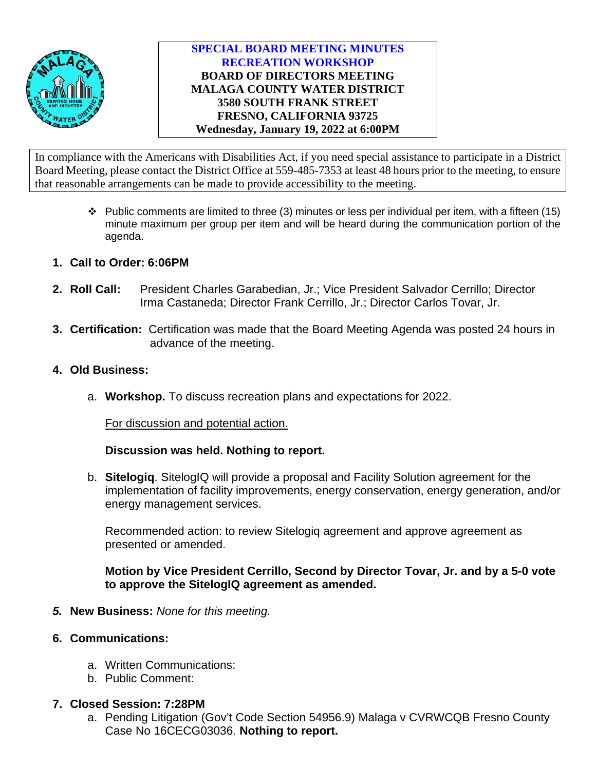**SPECIAL BOARD MEETING MINUTES**
**RECREATION WORKSHOP**
**BOARD OF DIRECTORS MEETING**
**MALAGA COUNTY WATER DISTRICT**
**3580 SOUTH FRANK STREET**
**FRESNO, CALIFORNIA 93725**
**Wednesday, January 19, 2022 at 6:00PM**

In compliance with the Americans with Disabilities Act, if you need special assistance to participate in a District Board Meeting, please contact the District Office at 559-485-7353 at least 48 hours prior to the meeting, to ensure that reasonable arrangements can be made to provide accessibility to the meeting.

- ❖ Public comments are limited to three (3) minutes or less per individual per item, with a fifteen (15) minute maximum per group per item and will be heard during the communication portion of the agenda.

1. **Call to Order: 6:06PM**

2. **Roll Call:** President Charles Garabedian, Jr.; Vice President Salvador Cerrillo; Director Irma Castaneda; Director Frank Cerrillo, Jr.; Director Carlos Tovar, Jr.

3. **Certification:** Certification was made that the Board Meeting Agenda was posted 24 hours in advance of the meeting.

4. **Old Business:**

   a. **Workshop.** To discuss recreation plans and expectations for 2022.

      <u>For discussion and potential action.</u>

      **Discussion was held. Nothing to report.**

   b. **Sitelogiq**. SitelogIQ will provide a proposal and Facility Solution agreement for the implementation of facility improvements, energy conservation, energy generation, and/or energy management services.

      Recommended action: to review Sitelogiq agreement and approve agreement as presented or amended.

      **Motion by Vice President Cerrillo, Second by Director Tovar, Jr. and by a 5-0 vote to approve the SitelogIQ agreement as amended.**

5. **New Business:** *None for this meeting.*

6. **Communications:**

   a. Written Communications:
   b. Public Comment:

7. **Closed Session: 7:28PM**
   a. Pending Litigation (Gov't Code Section 54956.9) Malaga v CVRWCQB Fresno County Case No 16CECG03036. **Nothing to report.**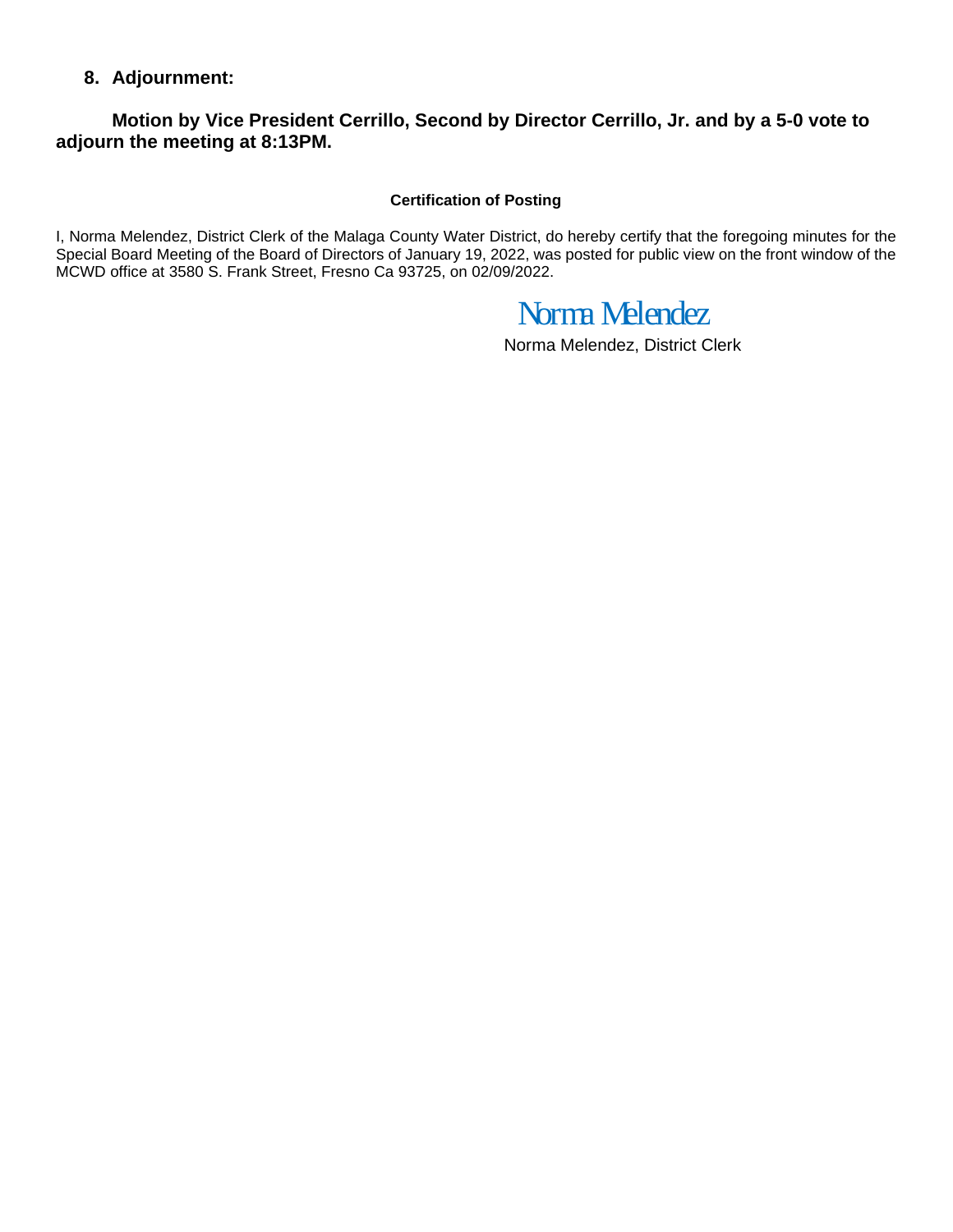## 8. Adjournment:

**Motion by Vice President Cerrillo, Second by Director Cerrillo, Jr. and by a 5-0 vote to adjourn the meeting at 8:13PM.**

**Certification of Posting**

I, Norma Melendez, District Clerk of the Malaga County Water District, do hereby certify that the foregoing minutes for the Special Board Meeting of the Board of Directors of January 19, 2022, was posted for public view on the front window of the MCWD office at 3580 S. Frank Street, Fresno Ca 93725, on 02/09/2022.

Norma Melendez

Norma Melendez, District Clerk